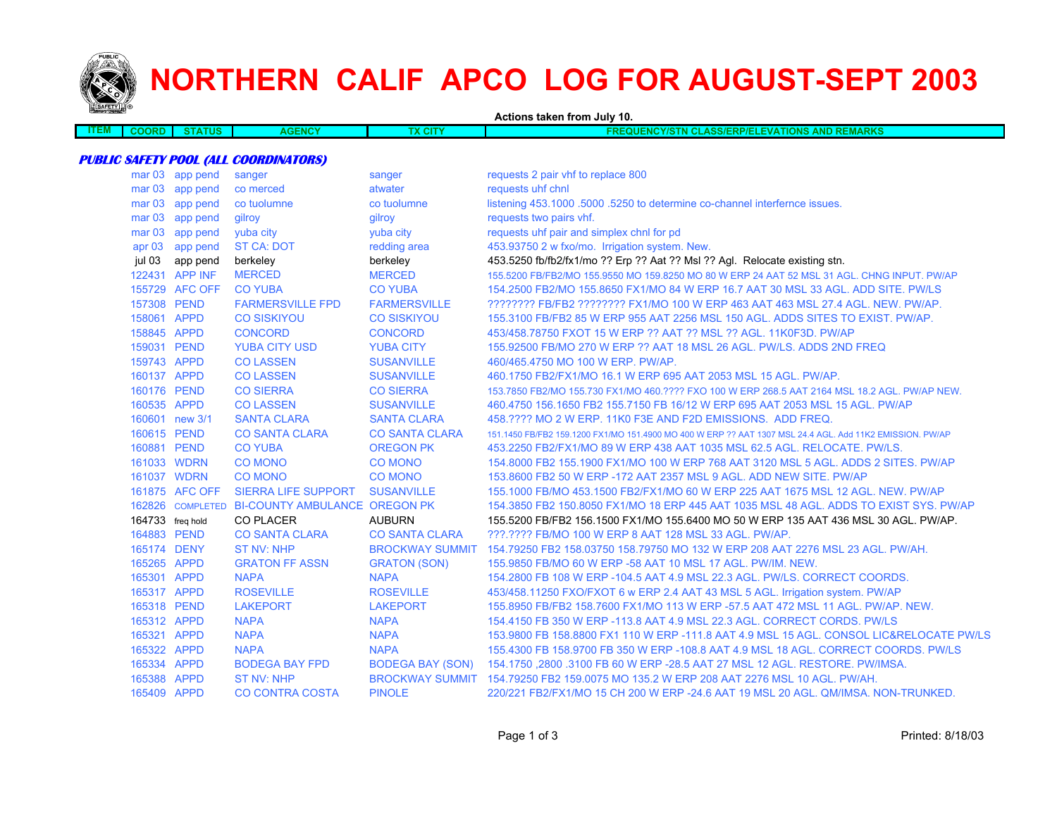# NORTHERN CALIF APCO LOG FOR AUGUST-SEPT 2003

**Actions taken from July 10.**

| ITEM | COORD | STATUS | AGENCY | TX CITY | FREQUENCY/STN CLASS/ERP/ELEVATIONS AND REMARKS |
|---|---|---|---|---|---|

***PUBLIC SAFETY POOL (ALL COORDINATORS)***

| ITEM | COORD | STATUS | AGENCY | TX CITY | FREQUENCY/STN CLASS/ERP/ELEVATIONS AND REMARKS |
|---|---|---|---|---|---|
| | mar 03 | app pend | sanger | sanger | requests 2 pair vhf to replace 800 |
| | mar 03 | app pend | co merced | atwater | requests uhf chnl |
| | mar 03 | app pend | co tuolumne | co tuolumne | listening 453.1000 .5000 .5250 to determine co-channel interfernce issues. |
| | mar 03 | app pend | gilroy | gilroy | requests two pairs vhf. |
| | mar 03 | app pend | yuba city | yuba city | requests uhf pair and simplex chnl for pd |
| | apr 03 | app pend | ST CA: DOT | redding area | 453.93750 2 w fxo/mo. Irrigation system. New. |
| | jul 03 | app pend | berkeley | berkeley | 453.5250 fb/fb2/fx1/mo ?? Erp ?? Aat ?? Msl ?? Agl. Relocate existing stn. |
| | 122431 | APP INF | MERCED | MERCED | 155.5200 FB/FB2/MO 155.9550 MO 159.8250 MO 80 W ERP 24 AAT 52 MSL 31 AGL. CHNG INPUT. PW/AP |
| | 155729 | AFC OFF | CO YUBA | CO YUBA | 154.2500 FB2/MO 155.8650 FX1/MO 84 W ERP 16.7 AAT 30 MSL 33 AGL. ADD SITE. PW/LS |
| | 157308 | PEND | FARMERSVILLE FPD | FARMERSVILLE | ???????? FB/FB2 ???????? FX1/MO 100 W ERP 463 AAT 463 MSL 27.4 AGL. NEW. PW/AP. |
| | 158061 | APPD | CO SISKIYOU | CO SISKIYOU | 155.3100 FB/FB2 85 W ERP 955 AAT 2256 MSL 150 AGL. ADDS SITES TO EXIST. PW/AP. |
| | 158845 | APPD | CONCORD | CONCORD | 453/458.78750 FXOT 15 W ERP ?? AAT ?? MSL ?? AGL. 11K0F3D. PW/AP |
| | 159031 | PEND | YUBA CITY USD | YUBA CITY | 155.92500 FB/MO 270 W ERP ?? AAT 18 MSL 26 AGL. PW/LS. ADDS 2ND FREQ |
| | 159743 | APPD | CO LASSEN | SUSANVILLE | 460/465.4750 MO 100 W ERP. PW/AP. |
| | 160137 | APPD | CO LASSEN | SUSANVILLE | 460.1750 FB2/FX1/MO 16.1 W ERP 695 AAT 2053 MSL 15 AGL. PW/AP. |
| | 160176 | PEND | CO SIERRA | CO SIERRA | 153.7850 FB2/MO 155.730 FX1/MO 460.???? FXO 100 W ERP 268.5 AAT 2164 MSL 18.2 AGL. PW/AP NEW. |
| | 160535 | APPD | CO LASSEN | SUSANVILLE | 460.4750 156.1650 FB2 155.7150 FB 16/12 W ERP 695 AAT 2053 MSL 15 AGL. PW/AP |
| | 160601 | new 3/1 | SANTA CLARA | SANTA CLARA | 458.???? MO 2 W ERP. 11K0 F3E AND F2D EMISSIONS. ADD FREQ. |
| | 160615 | PEND | CO SANTA CLARA | CO SANTA CLARA | 151.1450 FB/FB2 159.1200 FX1/MO 151.4900 MO 400 W ERP ?? AAT 1307 MSL 24.4 AGL. Add 11K2 EMISSION. PW/AP |
| | 160881 | PEND | CO YUBA | OREGON PK | 453.2250 FB2/FX1/MO 89 W ERP 438 AAT 1035 MSL 62.5 AGL. RELOCATE. PW/LS. |
| | 161033 | WDRN | CO MONO | CO MONO | 154.8000 FB2 155.1900 FX1/MO 100 W ERP 768 AAT 3120 MSL 5 AGL. ADDS 2 SITES. PW/AP |
| | 161037 | WDRN | CO MONO | CO MONO | 153.8600 FB2 50 W ERP -172 AAT 2357 MSL 9 AGL. ADD NEW SITE. PW/AP |
| | 161875 | AFC OFF | SIERRA LIFE SUPPORT | SUSANVILLE | 155.1000 FB/MO 453.1500 FB2/FX1/MO 60 W ERP 225 AAT 1675 MSL 12 AGL. NEW. PW/AP |
| | 162826 | COMPLETED | BI-COUNTY AMBULANCE | OREGON PK | 154.3850 FB2 150.8050 FX1/MO 18 ERP 445 AAT 1035 MSL 48 AGL. ADDS TO EXIST SYS. PW/AP |
| | 164733 | freq hold | CO PLACER | AUBURN | 155.5200 FB/FB2 156.1500 FX1/MO 155.6400 MO 50 W ERP 135 AAT 436 MSL 30 AGL. PW/AP. |
| | 164883 | PEND | CO SANTA CLARA | CO SANTA CLARA | ???.???? FB/MO 100 W ERP 8 AAT 128 MSL 33 AGL. PW/AP. |
| | 165174 | DENY | ST NV: NHP | BROCKWAY SUMMIT | 154.79250 FB2 158.03750 158.79750 MO 132 W ERP 208 AAT 2276 MSL 23 AGL. PW/AH. |
| | 165265 | APPD | GRATON FF ASSN | GRATON (SON) | 155.9850 FB/MO 60 W ERP -58 AAT 10 MSL 17 AGL. PW/IM. NEW. |
| | 165301 | APPD | NAPA | NAPA | 154.2800 FB 108 W ERP -104.5 AAT 4.9 MSL 22.3 AGL. PW/LS. CORRECT COORDS. |
| | 165317 | APPD | ROSEVILLE | ROSEVILLE | 453/458.11250 FXO/FXOT 6 w ERP 2.4 AAT 43 MSL 5 AGL. Irrigation system. PW/AP |
| | 165318 | PEND | LAKEPORT | LAKEPORT | 155.8950 FB/FB2 158.7600 FX1/MO 113 W ERP -57.5 AAT 472 MSL 11 AGL. PW/AP. NEW. |
| | 165312 | APPD | NAPA | NAPA | 154.4150 FB 350 W ERP -113.8 AAT 4.9 MSL 22.3 AGL. CORRECT CORDS. PW/LS |
| | 165321 | APPD | NAPA | NAPA | 153.9800 FB 158.8800 FX1 110 W ERP -111.8 AAT 4.9 MSL 15 AGL. CONSOL LIC&RELOCATE PW/LS |
| | 165322 | APPD | NAPA | NAPA | 155.4300 FB 158.9700 FB 350 W ERP -108.8 AAT 4.9 MSL 18 AGL. CORRECT COORDS. PW/LS |
| | 165334 | APPD | BODEGA BAY FPD | BODEGA BAY (SON) | 154.1750 ,2800 .3100 FB 60 W ERP -28.5 AAT 27 MSL 12 AGL. RESTORE. PW/IMSA. |
| | 165388 | APPD | ST NV: NHP | BROCKWAY SUMMIT | 154.79250 FB2 159.0075 MO 135.2 W ERP 208 AAT 2276 MSL 10 AGL. PW/AH. |
| | 165409 | APPD | CO CONTRA COSTA | PINOLE | 220/221 FB2/FX1/MO 15 CH 200 W ERP -24.6 AAT 19 MSL 20 AGL. QM/IMSA. NON-TRUNKED. |

Printed: 8/18/03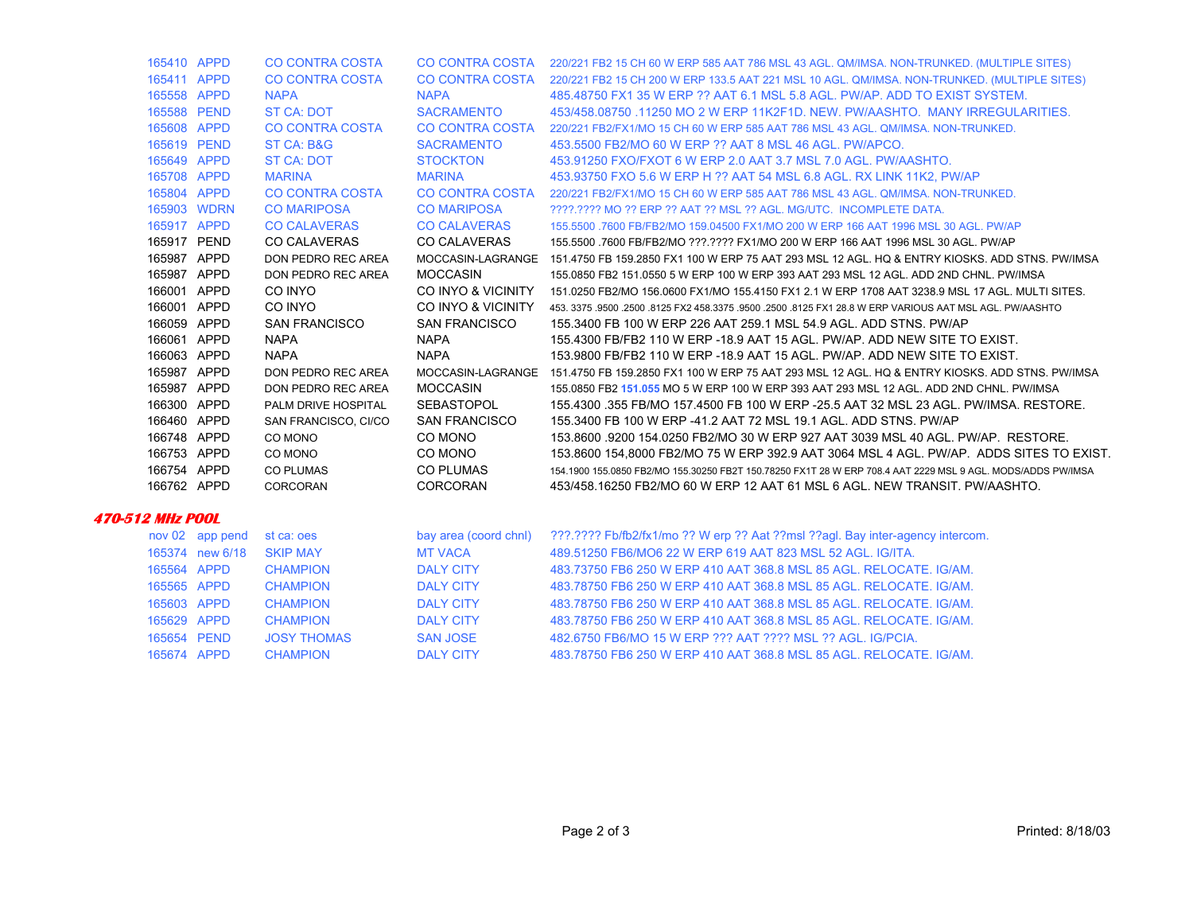| | | | | |
|---|---|---|---|---|
| 165410 | APPD | CO CONTRA COSTA | CO CONTRA COSTA | 220/221 FB2 15 CH 60 W ERP 585 AAT 786 MSL 43 AGL. QM/IMSA. NON-TRUNKED. (MULTIPLE SITES) |
| 165411 | APPD | CO CONTRA COSTA | CO CONTRA COSTA | 220/221 FB2 15 CH 200 W ERP 133.5 AAT 221 MSL 10 AGL. QM/IMSA. NON-TRUNKED. (MULTIPLE SITES) |
| 165558 | APPD | NAPA | NAPA | 485.48750 FX1 35 W ERP ?? AAT 6.1 MSL 5.8 AGL. PW/AP. ADD TO EXIST SYSTEM. |
| 165588 | PEND | ST CA: DOT | SACRAMENTO | 453/458.08750 .11250 MO 2 W ERP 11K2F1D. NEW. PW/AASHTO. MANY IRREGULARITIES. |
| 165608 | APPD | CO CONTRA COSTA | CO CONTRA COSTA | 220/221 FB2/FX1/MO 15 CH 60 W ERP 585 AAT 786 MSL 43 AGL. QM/IMSA. NON-TRUNKED. |
| 165619 | PEND | ST CA: B&G | SACRAMENTO | 453.5500 FB2/MO 60 W ERP ?? AAT 8 MSL 46 AGL. PW/APCO. |
| 165649 | APPD | ST CA: DOT | STOCKTON | 453.91250 FXO/FXOT 6 W ERP 2.0 AAT 3.7 MSL 7.0 AGL. PW/AASHTO. |
| 165708 | APPD | MARINA | MARINA | 453.93750 FXO 5.6 W ERP H ?? AAT 54 MSL 6.8 AGL. RX LINK 11K2, PW/AP |
| 165804 | APPD | CO CONTRA COSTA | CO CONTRA COSTA | 220/221 FB2/FX1/MO 15 CH 60 W ERP 585 AAT 786 MSL 43 AGL. QM/IMSA. NON-TRUNKED. |
| 165903 | WDRN | CO MARIPOSA | CO MARIPOSA | ????.???? MO ?? ERP ?? AAT ?? MSL ?? AGL. MG/UTC. INCOMPLETE DATA. |
| 165917 | APPD | CO CALAVERAS | CO CALAVERAS | 155.5500 .7600 FB/FB2/MO 159.04500 FX1/MO 200 W ERP 166 AAT 1996 MSL 30 AGL. PW/AP |
| 165917 | PEND | CO CALAVERAS | CO CALAVERAS | 155.5500 .7600 FB/FB2/MO ???.???? FX1/MO 200 W ERP 166 AAT 1996 MSL 30 AGL. PW/AP |
| 165987 | APPD | DON PEDRO REC AREA | MOCCASIN-LAGRANGE | 151.4750 FB 159.2850 FX1 100 W ERP 75 AAT 293 MSL 12 AGL. HQ & ENTRY KIOSKS. ADD STNS. PW/IMSA |
| 165987 | APPD | DON PEDRO REC AREA | MOCCASIN | 155.0850 FB2 151.0550 5 W ERP 100 W ERP 393 AAT 293 MSL 12 AGL. ADD 2ND CHNL. PW/IMSA |
| 166001 | APPD | CO INYO | CO INYO & VICINITY | 151.0250 FB2/MO 156.0600 FX1/MO 155.4150 FX1 2.1 W ERP 1708 AAT 3238.9 MSL 17 AGL. MULTI SITES. |
| 166001 | APPD | CO INYO | CO INYO & VICINITY | 453. 3375 .9500 .2500 .8125 FX2 458.3375 .9500 .2500 .8125 FX1 28.8 W ERP VARIOUS AAT MSL AGL. PW/AASHTO |
| 166059 | APPD | SAN FRANCISCO | SAN FRANCISCO | 155.3400 FB 100 W ERP 226 AAT 259.1 MSL 54.9 AGL. ADD STNS. PW/AP |
| 166061 | APPD | NAPA | NAPA | 155.4300 FB/FB2 110 W ERP -18.9 AAT 15 AGL. PW/AP. ADD NEW SITE TO EXIST. |
| 166063 | APPD | NAPA | NAPA | 153.9800 FB/FB2 110 W ERP -18.9 AAT 15 AGL. PW/AP. ADD NEW SITE TO EXIST. |
| 165987 | APPD | DON PEDRO REC AREA | MOCCASIN-LAGRANGE | 151.4750 FB 159.2850 FX1 100 W ERP 75 AAT 293 MSL 12 AGL. HQ & ENTRY KIOSKS. ADD STNS. PW/IMSA |
| 165987 | APPD | DON PEDRO REC AREA | MOCCASIN | 155.0850 FB2 151.055 MO 5 W ERP 100 W ERP 393 AAT 293 MSL 12 AGL. ADD 2ND CHNL. PW/IMSA |
| 166300 | APPD | PALM DRIVE HOSPITAL | SEBASTOPOL | 155.4300 .355 FB/MO 157.4500 FB 100 W ERP -25.5 AAT 32 MSL 23 AGL. PW/IMSA. RESTORE. |
| 166460 | APPD | SAN FRANCISCO, CI/CO | SAN FRANCISCO | 155.3400 FB 100 W ERP -41.2 AAT 72 MSL 19.1 AGL. ADD STNS. PW/AP |
| 166748 | APPD | CO MONO | CO MONO | 153.8600 .9200 154.0250 FB2/MO 30 W ERP 927 AAT 3039 MSL 40 AGL. PW/AP. RESTORE. |
| 166753 | APPD | CO MONO | CO MONO | 153.8600 154,8000 FB2/MO 75 W ERP 392.9 AAT 3064 MSL 4 AGL. PW/AP. ADDS SITES TO EXIST. |
| 166754 | APPD | CO PLUMAS | CO PLUMAS | 154.1900 155.0850 FB2/MO 155.30250 FB2T 150.78250 FX1T 28 W ERP 708.4 AAT 2229 MSL 9 AGL. MODS/ADDS PW/IMSA |
| 166762 | APPD | CORCORAN | CORCORAN | 453/458.16250 FB2/MO 60 W ERP 12 AAT 61 MSL 6 AGL. NEW TRANSIT. PW/AASHTO. |

## *470-512 MHz POOL*

| | | | | |
|---|---|---|---|---|
| nov 02 | app pend | st ca: oes | bay area (coord chnl) | ???.???? Fb/fb2/fx1/mo ?? W erp ?? Aat ??msl ??agl. Bay inter-agency intercom. |
| 165374 | new 6/18 | SKIP MAY | MT VACA | 489.51250 FB6/MO6 22 W ERP 619 AAT 823 MSL 52 AGL. IG/ITA. |
| 165564 | APPD | CHAMPION | DALY CITY | 483.73750 FB6 250 W ERP 410 AAT 368.8 MSL 85 AGL. RELOCATE. IG/AM. |
| 165565 | APPD | CHAMPION | DALY CITY | 483.78750 FB6 250 W ERP 410 AAT 368.8 MSL 85 AGL. RELOCATE. IG/AM. |
| 165603 | APPD | CHAMPION | DALY CITY | 483.78750 FB6 250 W ERP 410 AAT 368.8 MSL 85 AGL. RELOCATE. IG/AM. |
| 165629 | APPD | CHAMPION | DALY CITY | 483.78750 FB6 250 W ERP 410 AAT 368.8 MSL 85 AGL. RELOCATE. IG/AM. |
| 165654 | PEND | JOSY THOMAS | SAN JOSE | 482.6750 FB6/MO 15 W ERP ??? AAT ???? MSL ?? AGL. IG/PCIA. |
| 165674 | APPD | CHAMPION | DALY CITY | 483.78750 FB6 250 W ERP 410 AAT 368.8 MSL 85 AGL. RELOCATE. IG/AM. |

Printed: 8/18/03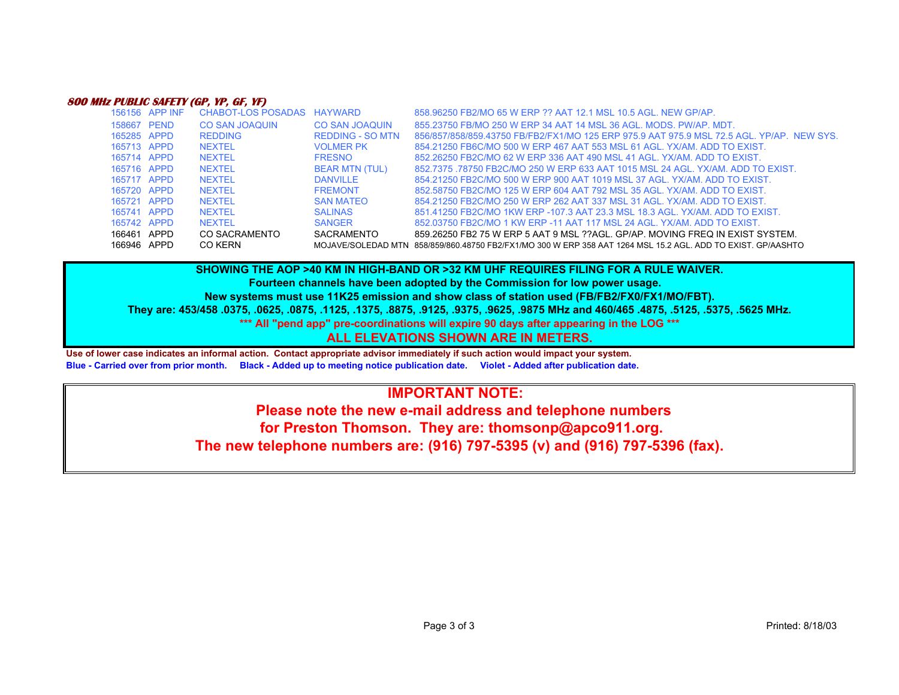***800 MHz PUBLIC SAFETY (GP, YP, GF, YF)***

| | | | | |
|---|---|---|---|---|
| 156156 | APP INF | CHABOT-LOS POSADAS | HAYWARD | 858.96250 FB2/MO 65 W ERP ?? AAT 12.1 MSL 10.5 AGL. NEW GP/AP. |
| 158667 | PEND | CO SAN JOAQUIN | CO SAN JOAQUIN | 855.23750 FB/MO 250 W ERP 34 AAT 14 MSL 36 AGL. MODS. PW/AP. MDT. |
| 165285 | APPD | REDDING | REDDING - SO MTN | 856/857/858/859.43750 FB/FB2/FX1/MO 125 ERP 975.9 AAT 975.9 MSL 72.5 AGL. YP/AP. NEW SYS. |
| 165713 | APPD | NEXTEL | VOLMER PK | 854.21250 FB6C/MO 500 W ERP 467 AAT 553 MSL 61 AGL. YX/AM. ADD TO EXIST. |
| 165714 | APPD | NEXTEL | FRESNO | 852.26250 FB2C/MO 62 W ERP 336 AAT 490 MSL 41 AGL. YX/AM. ADD TO EXIST. |
| 165716 | APPD | NEXTEL | BEAR MTN (TUL) | 852.7375 .78750 FB2C/MO 250 W ERP 633 AAT 1015 MSL 24 AGL. YX/AM. ADD TO EXIST. |
| 165717 | APPD | NEXTEL | DANVILLE | 854.21250 FB2C/MO 500 W ERP 900 AAT 1019 MSL 37 AGL. YX/AM. ADD TO EXIST. |
| 165720 | APPD | NEXTEL | FREMONT | 852.58750 FB2C/MO 125 W ERP 604 AAT 792 MSL 35 AGL. YX/AM. ADD TO EXIST. |
| 165721 | APPD | NEXTEL | SAN MATEO | 854.21250 FB2C/MO 250 W ERP 262 AAT 337 MSL 31 AGL. YX/AM. ADD TO EXIST. |
| 165741 | APPD | NEXTEL | SALINAS | 851.41250 FB2C/MO 1KW ERP -107.3 AAT 23.3 MSL 18.3 AGL. YX/AM. ADD TO EXIST. |
| 165742 | APPD | NEXTEL | SANGER | 852.03750 FB2C/MO 1 KW ERP -11 AAT 117 MSL 24 AGL. YX/AM. ADD TO EXIST. |
| 166461 | APPD | CO SACRAMENTO | SACRAMENTO | 859.26250 FB2 75 W ERP 5 AAT 9 MSL ??AGL. GP/AP. MOVING FREQ IN EXIST SYSTEM. |
| 166946 | APPD | CO KERN | MOJAVE/SOLEDAD MTN | 858/859/860.48750 FB2/FX1/MO 300 W ERP 358 AAT 1264 MSL 15.2 AGL. ADD TO EXIST. GP/AASHTO |

**SHOWING THE AOP >40 KM IN HIGH-BAND OR >32 KM UHF REQUIRES FILING FOR A RULE WAIVER.**

**Fourteen channels have been adopted by the Commission for low power usage.**

**New systems must use 11K25 emission and show class of station used (FB/FB2/FX0/FX1/MO/FBT).**

**They are: 453/458 .0375, .0625, .0875, .1125, .1375, .8875, .9125, .9375, .9625, .9875 MHz and 460/465 .4875, .5125, .5375, .5625 MHz.**

**\*\*\* All "pend app" pre-coordinations will expire 90 days after appearing in the LOG \*\*\***

**ALL ELEVATIONS SHOWN ARE IN METERS.**

**Use of lower case indicates an informal action. Contact appropriate advisor immediately if such action would impact your system.**

**Blue - Carried over from prior month. Black - Added up to meeting notice publication date. Violet - Added after publication date.**

**IMPORTANT NOTE:**

**Please note the new e-mail address and telephone numbers for Preston Thomson. They are: thomsonp@apco911.org.**

**The new telephone numbers are: (916) 797-5395 (v) and (916) 797-5396 (fax).**

Printed: 8/18/03